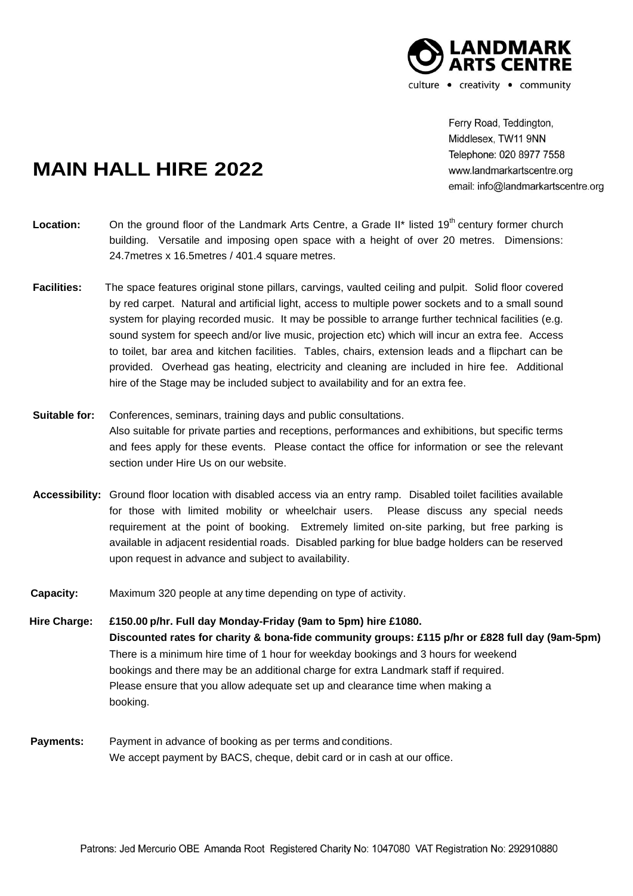**LANDMARK ARTS CENTRE**

culture • creativity • community

Ferry Road, Teddington,
Middlesex, TW11 9NN
Telephone: 020 8977 7558
www.landmarkartscentre.org
email: info@landmarkartscentre.org

# MAIN HALL HIRE 2022

**Location:** On the ground floor of the Landmark Arts Centre, a Grade II* listed 19th century former church building. Versatile and imposing open space with a height of over 20 metres. Dimensions: 24.7metres x 16.5metres / 401.4 square metres.

**Facilities:** The space features original stone pillars, carvings, vaulted ceiling and pulpit. Solid floor covered by red carpet. Natural and artificial light, access to multiple power sockets and to a small sound system for playing recorded music. It may be possible to arrange further technical facilities (e.g. sound system for speech and/or live music, projection etc) which will incur an extra fee. Access to toilet, bar area and kitchen facilities. Tables, chairs, extension leads and a flipchart can be provided. Overhead gas heating, electricity and cleaning are included in hire fee. Additional hire of the Stage may be included subject to availability and for an extra fee.

**Suitable for:** Conferences, seminars, training days and public consultations.
Also suitable for private parties and receptions, performances and exhibitions, but specific terms and fees apply for these events. Please contact the office for information or see the relevant section under Hire Us on our website.

**Accessibility:** Ground floor location with disabled access via an entry ramp. Disabled toilet facilities available for those with limited mobility or wheelchair users. Please discuss any special needs requirement at the point of booking. Extremely limited on-site parking, but free parking is available in adjacent residential roads. Disabled parking for blue badge holders can be reserved upon request in advance and subject to availability.

**Capacity:** Maximum 320 people at any time depending on type of activity.

**Hire Charge:** **£150.00 p/hr. Full day Monday-Friday (9am to 5pm) hire £1080.**
**Discounted rates for charity & bona-fide community groups: £115 p/hr or £828 full day (9am-5pm)**
There is a minimum hire time of 1 hour for weekday bookings and 3 hours for weekend bookings and there may be an additional charge for extra Landmark staff if required.
Please ensure that you allow adequate set up and clearance time when making a booking.

**Payments:** Payment in advance of booking as per terms and conditions.
We accept payment by BACS, cheque, debit card or in cash at our office.

Patrons: Jed Mercurio OBE Amanda Root Registered Charity No: 1047080 VAT Registration No: 292910880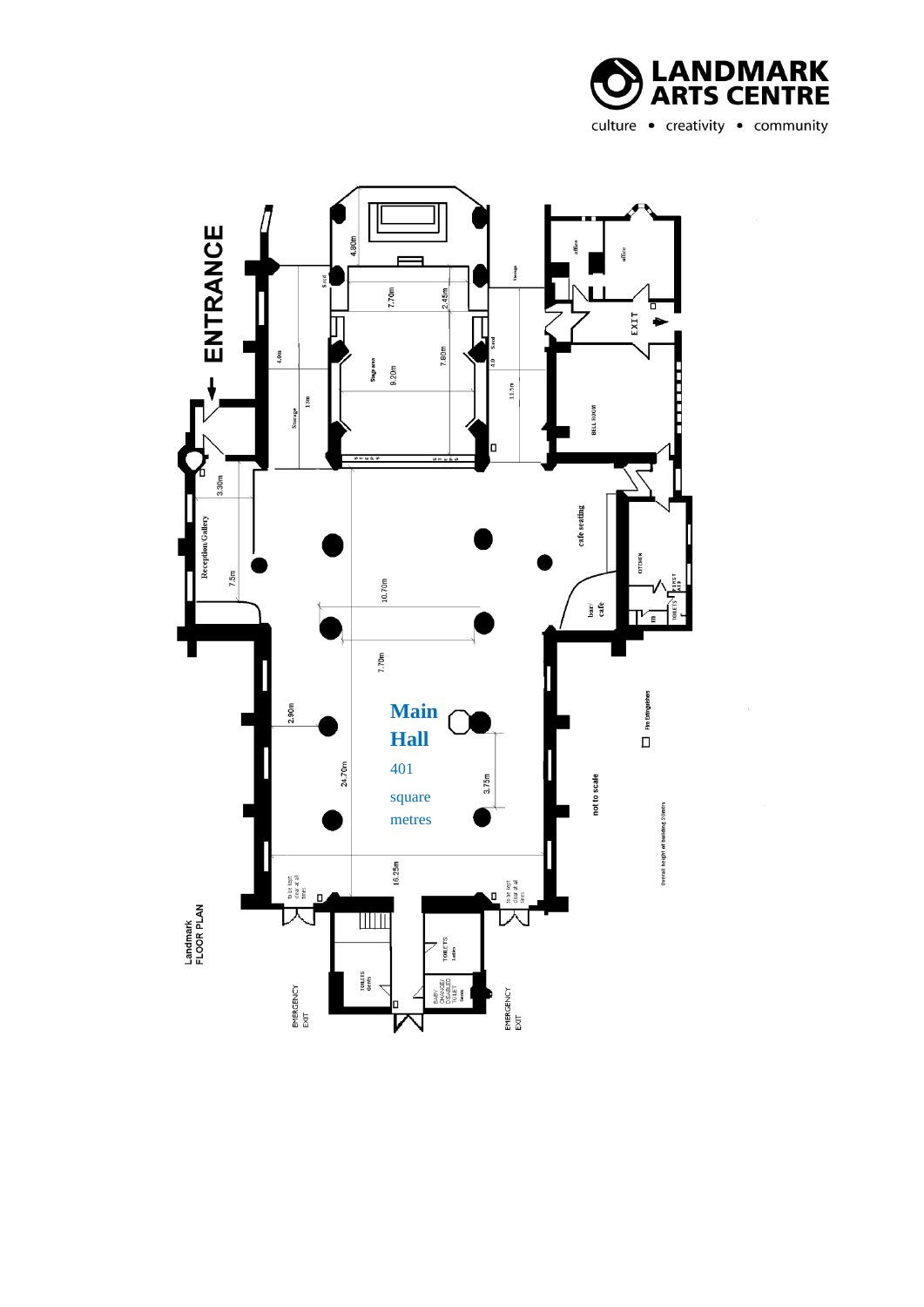# LANDMARK ARTS CENTRE

culture • creativity • community

ENTRANCE

EXIT

4.80m

7.70m

2.45m

7.80m

9.20m

Stage area

Storage

4.0m

13m

Storage

11.5m

office

office

BELL ROOM

3.30m

Reception/Gallery

7.5m

cafe seating

KITCHEN

FIRST AID

TOILETS

bar/ cafe

10.70m

7.70m

2.90m

**Main Hall**

401 square metres

3.75m

24.70m

16.25m

Fire Extinguishers

not to scale

Overall height of building 20 metres

to be kept clear at all times

to be kept clear at all times

TOILETS Gents

TOILETS Ladies

BABY CHANGE/ DISABLED TOILET

EMERGENCY EXIT

EMERGENCY EXIT

Landmark FLOOR PLAN